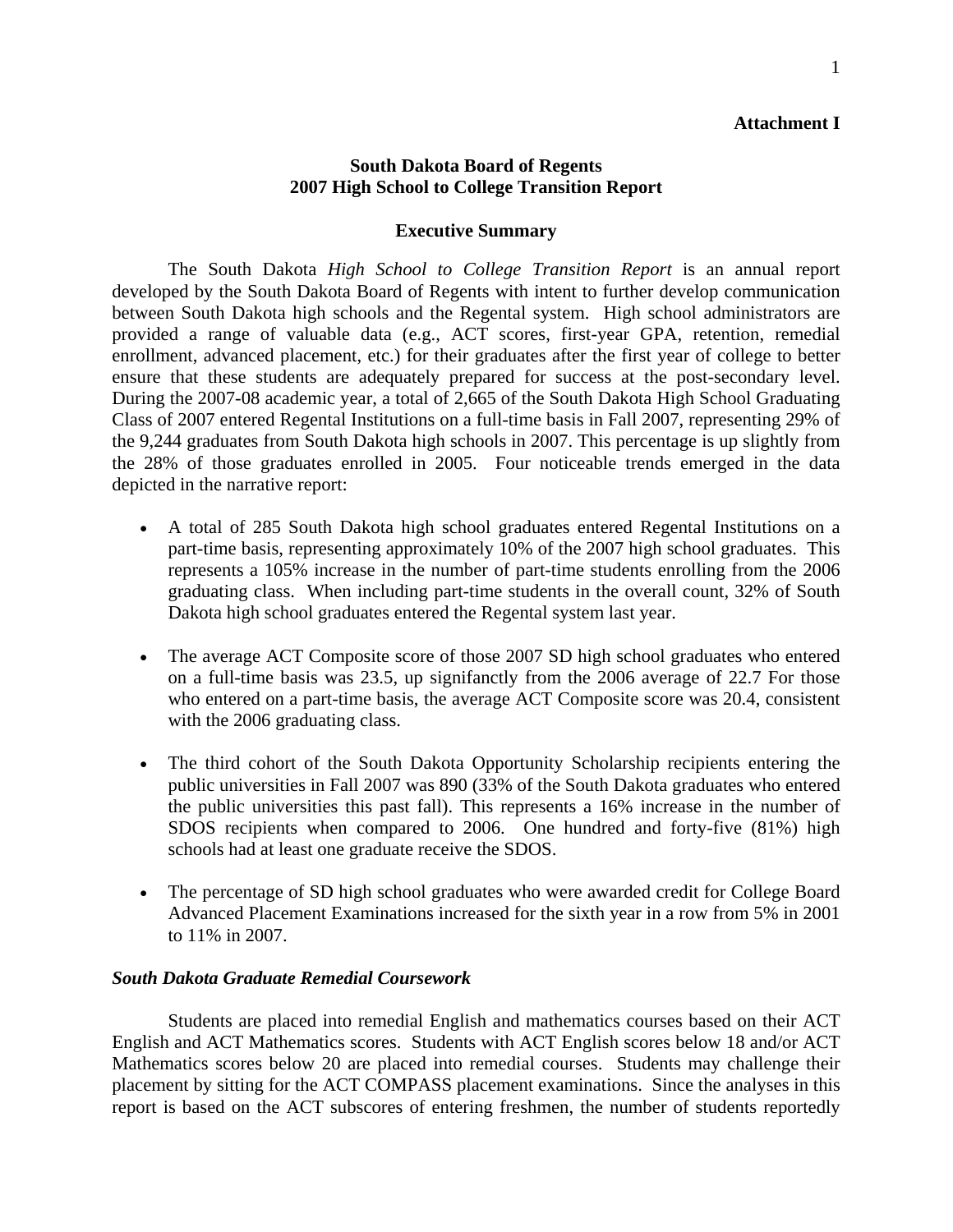**Attachment I**

## South Dakota Board of Regents
## 2007 High School to College Transition Report

### Executive Summary

The South Dakota *High School to College Transition Report* is an annual report developed by the South Dakota Board of Regents with intent to further develop communication between South Dakota high schools and the Regental system. High school administrators are provided a range of valuable data (e.g., ACT scores, first-year GPA, retention, remedial enrollment, advanced placement, etc.) for their graduates after the first year of college to better ensure that these students are adequately prepared for success at the post-secondary level. During the 2007-08 academic year, a total of 2,665 of the South Dakota High School Graduating Class of 2007 entered Regental Institutions on a full-time basis in Fall 2007, representing 29% of the 9,244 graduates from South Dakota high schools in 2007. This percentage is up slightly from the 28% of those graduates enrolled in 2005. Four noticeable trends emerged in the data depicted in the narrative report:

- A total of 285 South Dakota high school graduates entered Regental Institutions on a part-time basis, representing approximately 10% of the 2007 high school graduates. This represents a 105% increase in the number of part-time students enrolling from the 2006 graduating class. When including part-time students in the overall count, 32% of South Dakota high school graduates entered the Regental system last year.

- The average ACT Composite score of those 2007 SD high school graduates who entered on a full-time basis was 23.5, up signifanctly from the 2006 average of 22.7 For those who entered on a part-time basis, the average ACT Composite score was 20.4, consistent with the 2006 graduating class.

- The third cohort of the South Dakota Opportunity Scholarship recipients entering the public universities in Fall 2007 was 890 (33% of the South Dakota graduates who entered the public universities this past fall). This represents a 16% increase in the number of SDOS recipients when compared to 2006. One hundred and forty-five (81%) high schools had at least one graduate receive the SDOS.

- The percentage of SD high school graduates who were awarded credit for College Board Advanced Placement Examinations increased for the sixth year in a row from 5% in 2001 to 11% in 2007.

### *South Dakota Graduate Remedial Coursework*

Students are placed into remedial English and mathematics courses based on their ACT English and ACT Mathematics scores. Students with ACT English scores below 18 and/or ACT Mathematics scores below 20 are placed into remedial courses. Students may challenge their placement by sitting for the ACT COMPASS placement examinations. Since the analyses in this report is based on the ACT subscores of entering freshmen, the number of students reportedly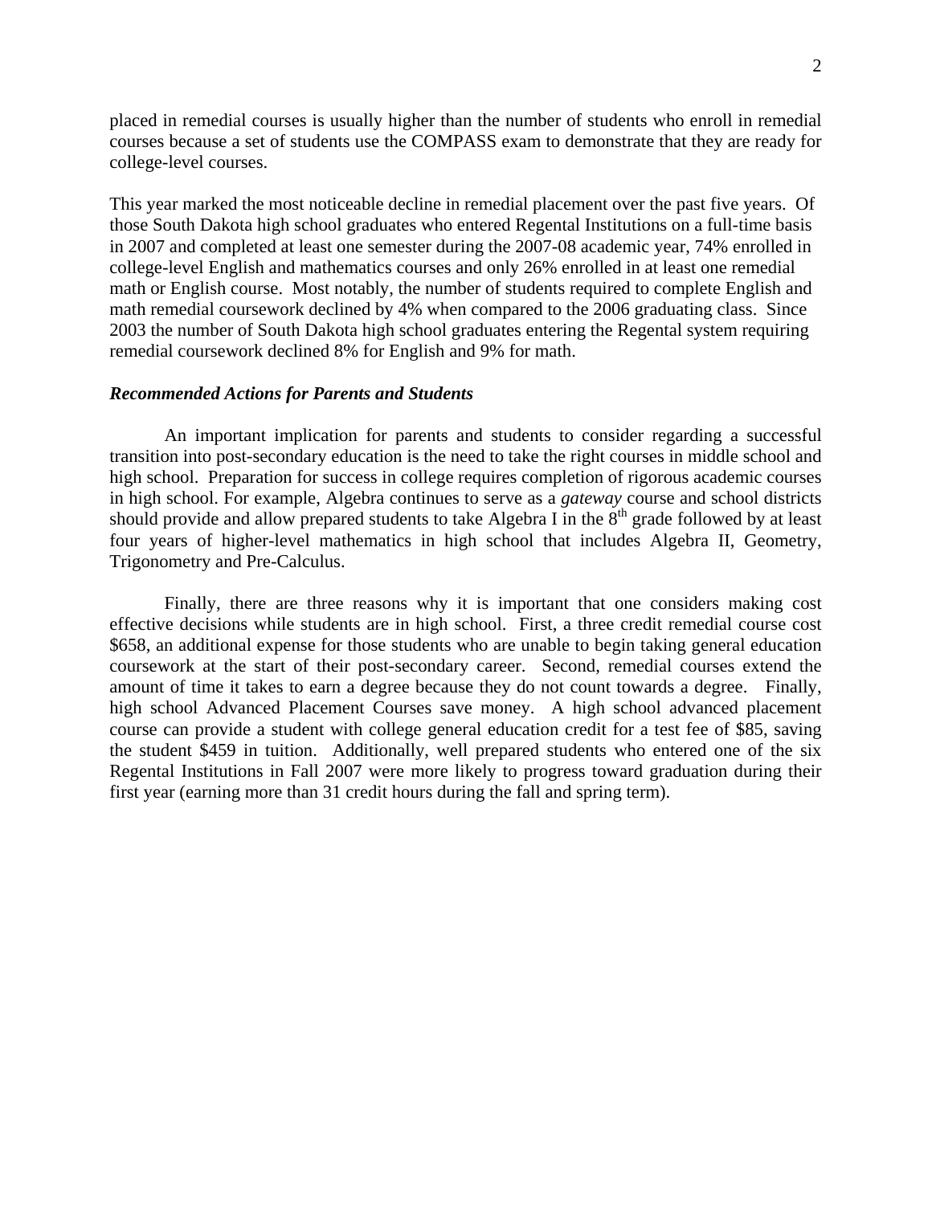placed in remedial courses is usually higher than the number of students who enroll in remedial courses because a set of students use the COMPASS exam to demonstrate that they are ready for college-level courses.

This year marked the most noticeable decline in remedial placement over the past five years. Of those South Dakota high school graduates who entered Regental Institutions on a full-time basis in 2007 and completed at least one semester during the 2007-08 academic year, 74% enrolled in college-level English and mathematics courses and only 26% enrolled in at least one remedial math or English course. Most notably, the number of students required to complete English and math remedial coursework declined by 4% when compared to the 2006 graduating class. Since 2003 the number of South Dakota high school graduates entering the Regental system requiring remedial coursework declined 8% for English and 9% for math.

### *Recommended Actions for Parents and Students*

An important implication for parents and students to consider regarding a successful transition into post-secondary education is the need to take the right courses in middle school and high school. Preparation for success in college requires completion of rigorous academic courses in high school. For example, Algebra continues to serve as a *gateway* course and school districts should provide and allow prepared students to take Algebra I in the 8th grade followed by at least four years of higher-level mathematics in high school that includes Algebra II, Geometry, Trigonometry and Pre-Calculus.

Finally, there are three reasons why it is important that one considers making cost effective decisions while students are in high school. First, a three credit remedial course cost $658, an additional expense for those students who are unable to begin taking general education coursework at the start of their post-secondary career. Second, remedial courses extend the amount of time it takes to earn a degree because they do not count towards a degree. Finally, high school Advanced Placement Courses save money. A high school advanced placement course can provide a student with college general education credit for a test fee of $85, saving the student $459 in tuition. Additionally, well prepared students who entered one of the six Regental Institutions in Fall 2007 were more likely to progress toward graduation during their first year (earning more than 31 credit hours during the fall and spring term).